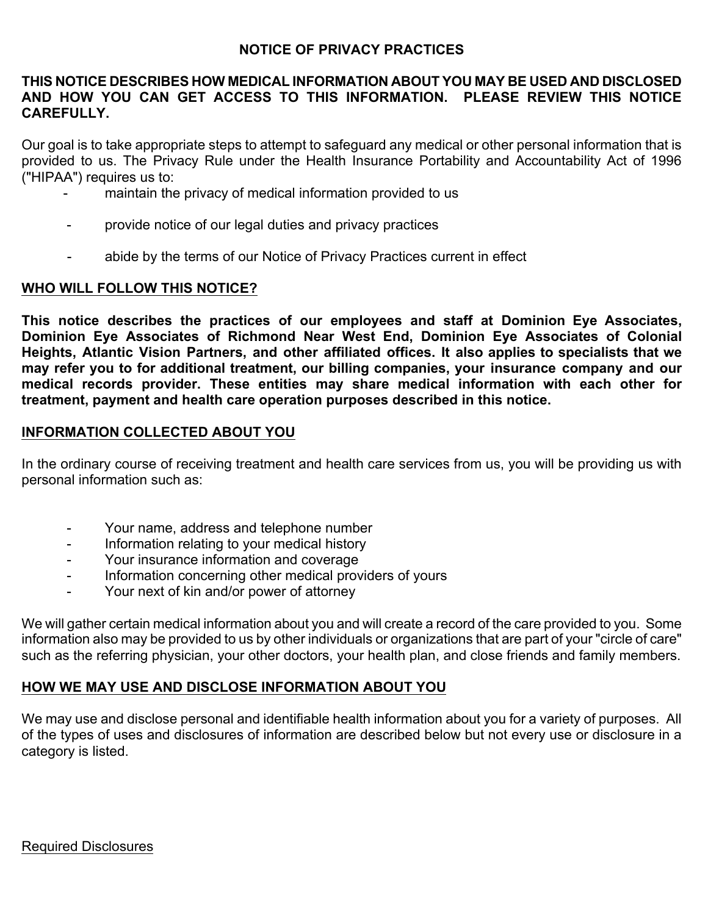# NOTICE OF PRIVACY PRACTICES

**THIS NOTICE DESCRIBES HOW MEDICAL INFORMATION ABOUT YOU MAY BE USED AND DISCLOSED AND HOW YOU CAN GET ACCESS TO THIS INFORMATION. PLEASE REVIEW THIS NOTICE CAREFULLY.**

Our goal is to take appropriate steps to attempt to safeguard any medical or other personal information that is provided to us. The Privacy Rule under the Health Insurance Portability and Accountability Act of 1996 ("HIPAA") requires us to:

- maintain the privacy of medical information provided to us
- provide notice of our legal duties and privacy practices
- abide by the terms of our Notice of Privacy Practices current in effect

## WHO WILL FOLLOW THIS NOTICE?

**This notice describes the practices of our employees and staff at Dominion Eye Associates, Dominion Eye Associates of Richmond Near West End, Dominion Eye Associates of Colonial Heights, Atlantic Vision Partners, and other affiliated offices. It also applies to specialists that we may refer you to for additional treatment, our billing companies, your insurance company and our medical records provider. These entities may share medical information with each other for treatment, payment and health care operation purposes described in this notice.**

## INFORMATION COLLECTED ABOUT YOU

In the ordinary course of receiving treatment and health care services from us, you will be providing us with personal information such as:

- Your name, address and telephone number
- Information relating to your medical history
- Your insurance information and coverage
- Information concerning other medical providers of yours
- Your next of kin and/or power of attorney

We will gather certain medical information about you and will create a record of the care provided to you. Some information also may be provided to us by other individuals or organizations that are part of your "circle of care" such as the referring physician, your other doctors, your health plan, and close friends and family members.

## HOW WE MAY USE AND DISCLOSE INFORMATION ABOUT YOU

We may use and disclose personal and identifiable health information about you for a variety of purposes. All of the types of uses and disclosures of information are described below but not every use or disclosure in a category is listed.

### Required Disclosures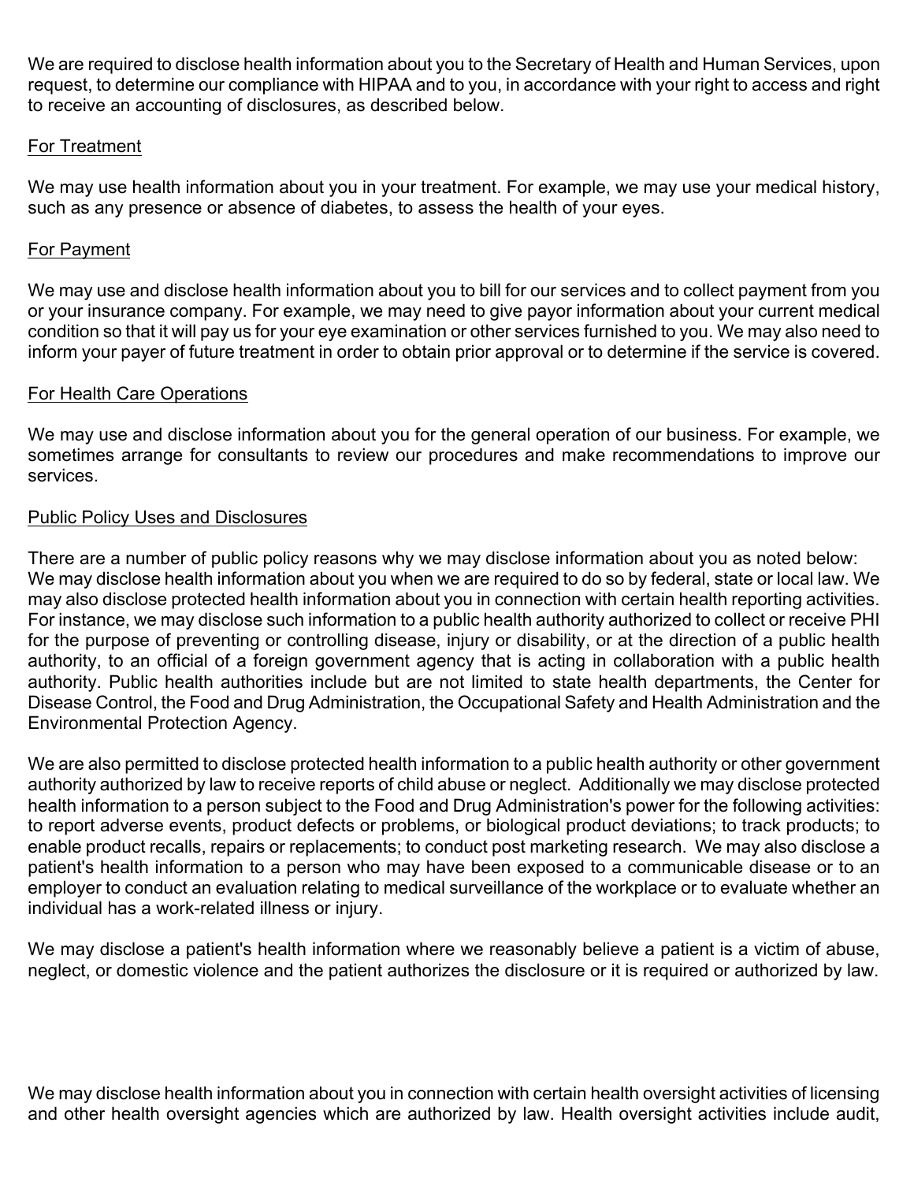We are required to disclose health information about you to the Secretary of Health and Human Services, upon request, to determine our compliance with HIPAA and to you, in accordance with your right to access and right to receive an accounting of disclosures, as described below.

<u>For Treatment</u>

We may use health information about you in your treatment. For example, we may use your medical history, such as any presence or absence of diabetes, to assess the health of your eyes.

<u>For Payment</u>

We may use and disclose health information about you to bill for our services and to collect payment from you or your insurance company. For example, we may need to give payor information about your current medical condition so that it will pay us for your eye examination or other services furnished to you. We may also need to inform your payer of future treatment in order to obtain prior approval or to determine if the service is covered.

<u>For Health Care Operations</u>

We may use and disclose information about you for the general operation of our business. For example, we sometimes arrange for consultants to review our procedures and make recommendations to improve our services.

<u>Public Policy Uses and Disclosures</u>

There are a number of public policy reasons why we may disclose information about you as noted below: We may disclose health information about you when we are required to do so by federal, state or local law. We may also disclose protected health information about you in connection with certain health reporting activities. For instance, we may disclose such information to a public health authority authorized to collect or receive PHI for the purpose of preventing or controlling disease, injury or disability, or at the direction of a public health authority, to an official of a foreign government agency that is acting in collaboration with a public health authority. Public health authorities include but are not limited to state health departments, the Center for Disease Control, the Food and Drug Administration, the Occupational Safety and Health Administration and the Environmental Protection Agency.

We are also permitted to disclose protected health information to a public health authority or other government authority authorized by law to receive reports of child abuse or neglect. Additionally we may disclose protected health information to a person subject to the Food and Drug Administration's power for the following activities: to report adverse events, product defects or problems, or biological product deviations; to track products; to enable product recalls, repairs or replacements; to conduct post marketing research. We may also disclose a patient's health information to a person who may have been exposed to a communicable disease or to an employer to conduct an evaluation relating to medical surveillance of the workplace or to evaluate whether an individual has a work-related illness or injury.

We may disclose a patient's health information where we reasonably believe a patient is a victim of abuse, neglect, or domestic violence and the patient authorizes the disclosure or it is required or authorized by law.

We may disclose health information about you in connection with certain health oversight activities of licensing and other health oversight agencies which are authorized by law. Health oversight activities include audit,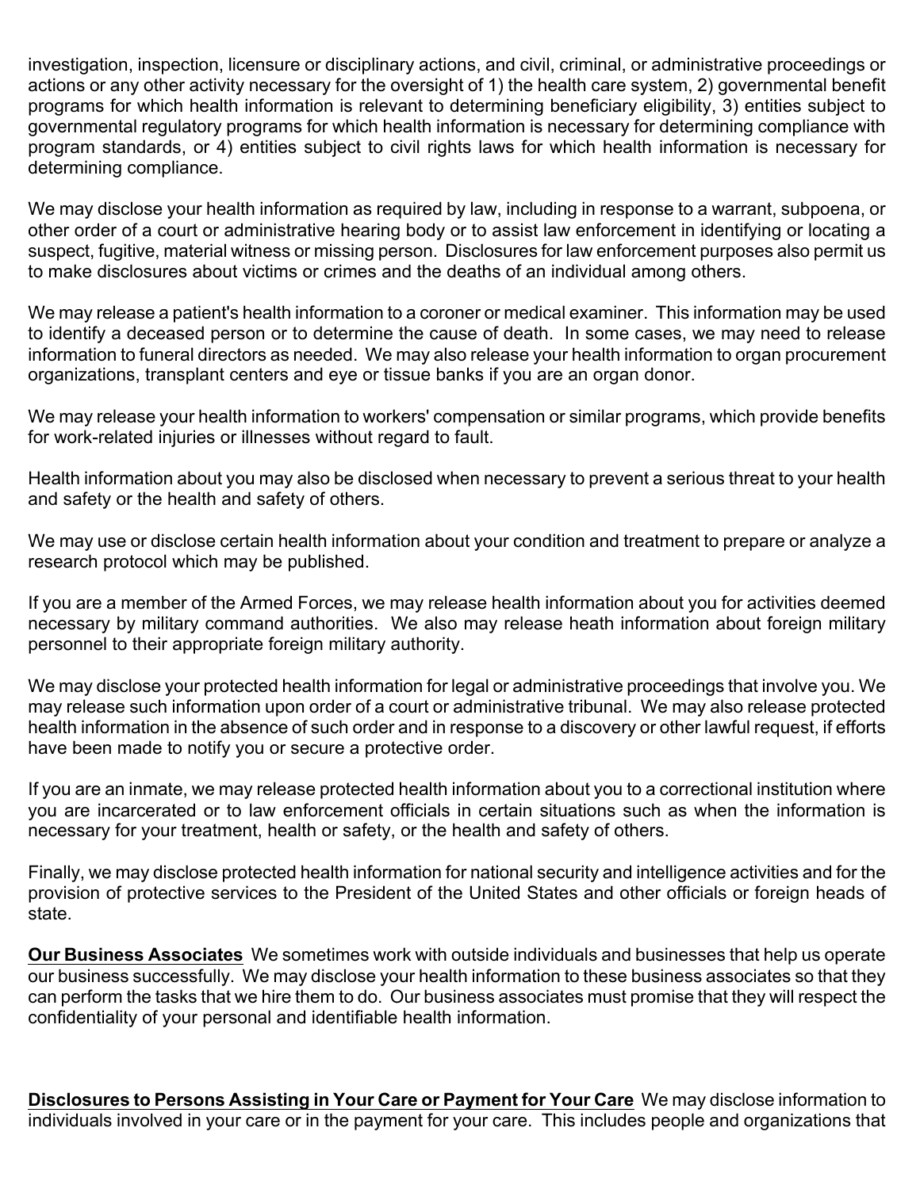investigation, inspection, licensure or disciplinary actions, and civil, criminal, or administrative proceedings or actions or any other activity necessary for the oversight of 1) the health care system, 2) governmental benefit programs for which health information is relevant to determining beneficiary eligibility, 3) entities subject to governmental regulatory programs for which health information is necessary for determining compliance with program standards, or 4) entities subject to civil rights laws for which health information is necessary for determining compliance.

We may disclose your health information as required by law, including in response to a warrant, subpoena, or other order of a court or administrative hearing body or to assist law enforcement in identifying or locating a suspect, fugitive, material witness or missing person. Disclosures for law enforcement purposes also permit us to make disclosures about victims or crimes and the deaths of an individual among others.

We may release a patient's health information to a coroner or medical examiner. This information may be used to identify a deceased person or to determine the cause of death. In some cases, we may need to release information to funeral directors as needed. We may also release your health information to organ procurement organizations, transplant centers and eye or tissue banks if you are an organ donor.

We may release your health information to workers' compensation or similar programs, which provide benefits for work-related injuries or illnesses without regard to fault.

Health information about you may also be disclosed when necessary to prevent a serious threat to your health and safety or the health and safety of others.

We may use or disclose certain health information about your condition and treatment to prepare or analyze a research protocol which may be published.

If you are a member of the Armed Forces, we may release health information about you for activities deemed necessary by military command authorities. We also may release heath information about foreign military personnel to their appropriate foreign military authority.

We may disclose your protected health information for legal or administrative proceedings that involve you. We may release such information upon order of a court or administrative tribunal. We may also release protected health information in the absence of such order and in response to a discovery or other lawful request, if efforts have been made to notify you or secure a protective order.

If you are an inmate, we may release protected health information about you to a correctional institution where you are incarcerated or to law enforcement officials in certain situations such as when the information is necessary for your treatment, health or safety, or the health and safety of others.

Finally, we may disclose protected health information for national security and intelligence activities and for the provision of protective services to the President of the United States and other officials or foreign heads of state.

**Our Business Associates** We sometimes work with outside individuals and businesses that help us operate our business successfully. We may disclose your health information to these business associates so that they can perform the tasks that we hire them to do. Our business associates must promise that they will respect the confidentiality of your personal and identifiable health information.

**Disclosures to Persons Assisting in Your Care or Payment for Your Care** We may disclose information to individuals involved in your care or in the payment for your care. This includes people and organizations that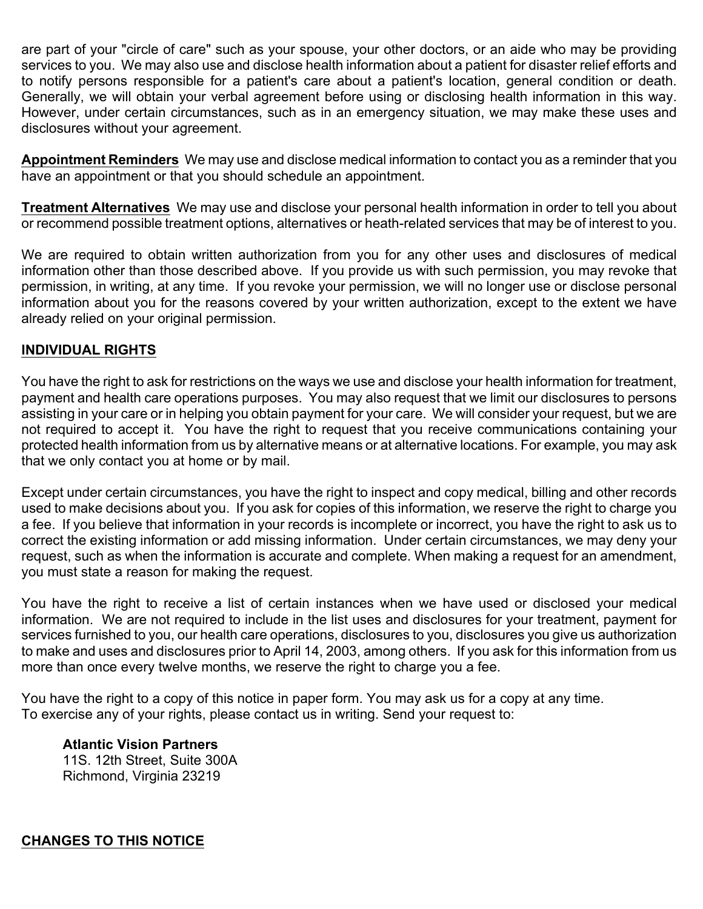are part of your "circle of care" such as your spouse, your other doctors, or an aide who may be providing services to you. We may also use and disclose health information about a patient for disaster relief efforts and to notify persons responsible for a patient's care about a patient's location, general condition or death. Generally, we will obtain your verbal agreement before using or disclosing health information in this way. However, under certain circumstances, such as in an emergency situation, we may make these uses and disclosures without your agreement.

**Appointment Reminders** We may use and disclose medical information to contact you as a reminder that you have an appointment or that you should schedule an appointment.

**Treatment Alternatives** We may use and disclose your personal health information in order to tell you about or recommend possible treatment options, alternatives or heath-related services that may be of interest to you.

We are required to obtain written authorization from you for any other uses and disclosures of medical information other than those described above. If you provide us with such permission, you may revoke that permission, in writing, at any time. If you revoke your permission, we will no longer use or disclose personal information about you for the reasons covered by your written authorization, except to the extent we have already relied on your original permission.

## INDIVIDUAL RIGHTS

You have the right to ask for restrictions on the ways we use and disclose your health information for treatment, payment and health care operations purposes. You may also request that we limit our disclosures to persons assisting in your care or in helping you obtain payment for your care. We will consider your request, but we are not required to accept it. You have the right to request that you receive communications containing your protected health information from us by alternative means or at alternative locations. For example, you may ask that we only contact you at home or by mail.

Except under certain circumstances, you have the right to inspect and copy medical, billing and other records used to make decisions about you. If you ask for copies of this information, we reserve the right to charge you a fee. If you believe that information in your records is incomplete or incorrect, you have the right to ask us to correct the existing information or add missing information. Under certain circumstances, we may deny your request, such as when the information is accurate and complete. When making a request for an amendment, you must state a reason for making the request.

You have the right to receive a list of certain instances when we have used or disclosed your medical information. We are not required to include in the list uses and disclosures for your treatment, payment for services furnished to you, our health care operations, disclosures to you, disclosures you give us authorization to make and uses and disclosures prior to April 14, 2003, among others. If you ask for this information from us more than once every twelve months, we reserve the right to charge you a fee.

You have the right to a copy of this notice in paper form. You may ask us for a copy at any time.
To exercise any of your rights, please contact us in writing. Send your request to:

**Atlantic Vision Partners**
11S. 12th Street, Suite 300A
Richmond, Virginia 23219

## CHANGES TO THIS NOTICE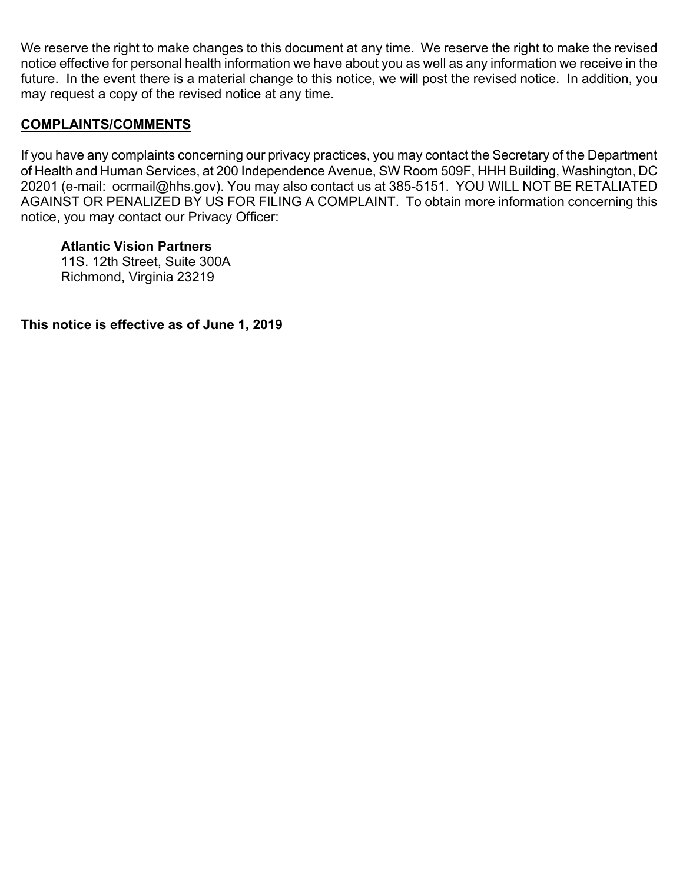We reserve the right to make changes to this document at any time. We reserve the right to make the revised notice effective for personal health information we have about you as well as any information we receive in the future. In the event there is a material change to this notice, we will post the revised notice. In addition, you may request a copy of the revised notice at any time.

## COMPLAINTS/COMMENTS

If you have any complaints concerning our privacy practices, you may contact the Secretary of the Department of Health and Human Services, at 200 Independence Avenue, SW Room 509F, HHH Building, Washington, DC 20201 (e-mail: ocrmail@hhs.gov). You may also contact us at 385-5151. YOU WILL NOT BE RETALIATED AGAINST OR PENALIZED BY US FOR FILING A COMPLAINT. To obtain more information concerning this notice, you may contact our Privacy Officer:

**Atlantic Vision Partners**
11S. 12th Street, Suite 300A
Richmond, Virginia 23219

**This notice is effective as of June 1, 2019**